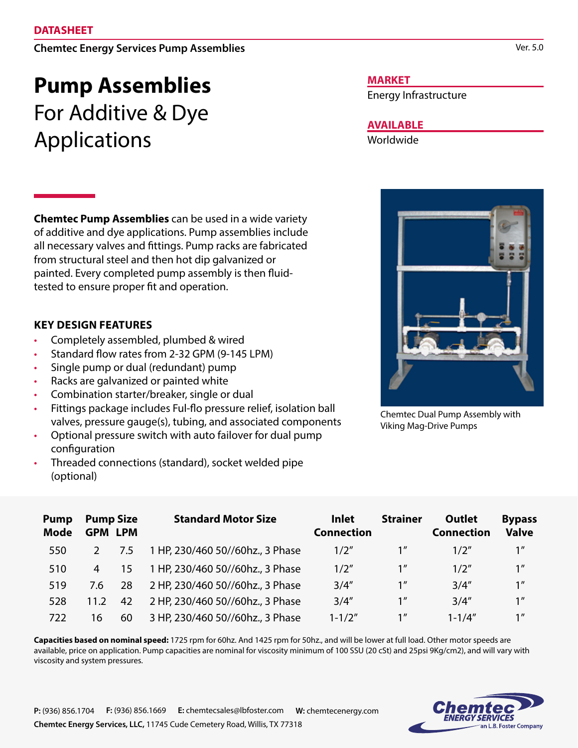DATASHEET

Chemtec Energy Services Pump Assemblies

Ver. 5.0

# Pump Assemblies
For Additive & Dye Applications

**MARKET**
Energy Infrastructure

**AVAILABLE**
Worldwide

**Chemtec Pump Assemblies** can be used in a wide variety of additive and dye applications. Pump assemblies include all necessary valves and fittings. Pump racks are fabricated from structural steel and then hot dip galvanized or painted. Every completed pump assembly is then fluid-tested to ensure proper fit and operation.

Chemtec Dual Pump Assembly with Viking Mag-Drive Pumps

## KEY DESIGN FEATURES

- Completely assembled, plumbed & wired
- Standard flow rates from 2-32 GPM (9-145 LPM)
- Single pump or dual (redundant) pump
- Racks are galvanized or painted white
- Combination starter/breaker, single or dual
- Fittings package includes Ful-flo pressure relief, isolation ball valves, pressure gauge(s), tubing, and associated components
- Optional pressure switch with auto failover for dual pump configuration
- Threaded connections (standard), socket welded pipe (optional)

| Pump Mode | Pump Size GPM | LPM | Standard Motor Size | Inlet Connection | Strainer | Outlet Connection | Bypass Valve |
|---|---|---|---|---|---|---|---|
| 550 | 2 | 7.5 | 1 HP, 230/460 50//60hz., 3 Phase | 1/2″ | 1″ | 1/2″ | 1″ |
| 510 | 4 | 15 | 1 HP, 230/460 50//60hz., 3 Phase | 1/2″ | 1″ | 1/2″ | 1″ |
| 519 | 7.6 | 28 | 2 HP, 230/460 50//60hz., 3 Phase | 3/4″ | 1″ | 3/4″ | 1″ |
| 528 | 11.2 | 42 | 2 HP, 230/460 50//60hz., 3 Phase | 3/4″ | 1″ | 3/4″ | 1″ |
| 722 | 16 | 60 | 3 HP, 230/460 50//60hz., 3 Phase | 1-1/2″ | 1″ | 1-1/4″ | 1″ |

**Capacities based on nominal speed:** 1725 rpm for 60hz. And 1425 rpm for 50hz., and will be lower at full load. Other motor speeds are available, price on application. Pump capacities are nominal for viscosity minimum of 100 SSU (20 cSt) and 25psi 9Kg/cm2), and will vary with viscosity and system pressures.

**P:** (936) 856.1704 **F:** (936) 856.1669 **E:** chemtecsales@lbfoster.com **W:** chemtecenergy.com
**Chemtec Energy Services, LLC,** 11745 Cude Cemetery Road, Willis, TX 77318

Chemtec ENERGY SERVICES an L.B. Foster Company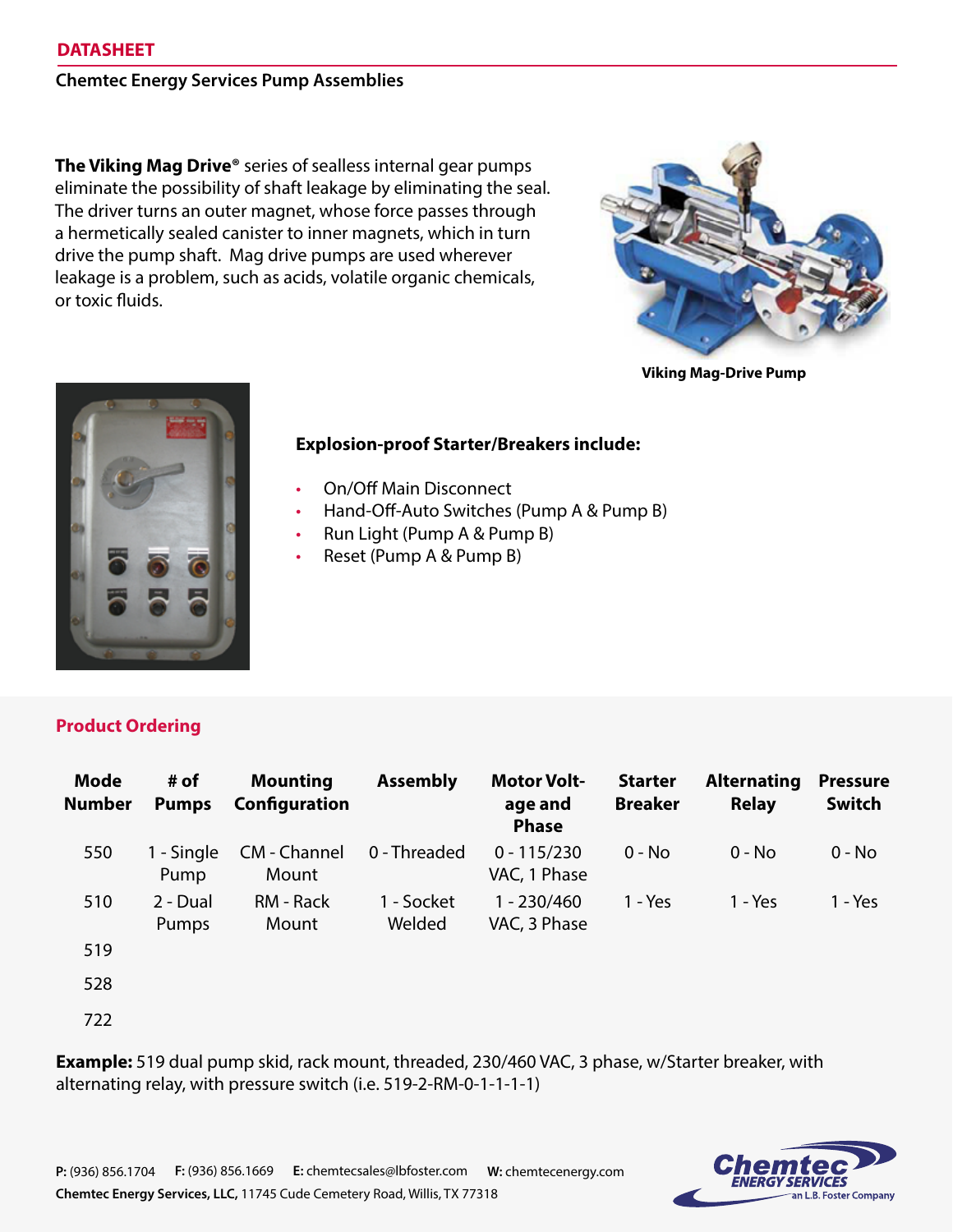DATASHEET

**Chemtec Energy Services Pump Assemblies**

**The Viking Mag Drive®** series of sealless internal gear pumps eliminate the possibility of shaft leakage by eliminating the seal. The driver turns an outer magnet, whose force passes through a hermetically sealed canister to inner magnets, which in turn drive the pump shaft. Mag drive pumps are used wherever leakage is a problem, such as acids, volatile organic chemicals, or toxic fluids.

**Viking Mag-Drive Pump**

**Explosion-proof Starter/Breakers include:**

- On/Off Main Disconnect
- Hand-Off-Auto Switches (Pump A & Pump B)
- Run Light (Pump A & Pump B)
- Reset (Pump A & Pump B)

## Product Ordering

| Mode Number | # of Pumps | Mounting Configuration | Assembly | Motor Voltage and Phase | Starter Breaker | Alternating Relay | Pressure Switch |
|---|---|---|---|---|---|---|---|
| 550 | 1 - Single Pump | CM - Channel Mount | 0 - Threaded | 0 - 115/230 VAC, 1 Phase | 0 - No | 0 - No | 0 - No |
| 510 | 2 - Dual Pumps | RM - Rack Mount | 1 - Socket Welded | 1 - 230/460 VAC, 3 Phase | 1 - Yes | 1 - Yes | 1 - Yes |
| 519 | | | | | | | |
| 528 | | | | | | | |
| 722 | | | | | | | |

**Example:** 519 dual pump skid, rack mount, threaded, 230/460 VAC, 3 phase, w/Starter breaker, with alternating relay, with pressure switch (i.e. 519-2-RM-0-1-1-1-1)

**P:** (936) 856.1704 **F:** (936) 856.1669 **E:** chemtecsales@lbfoster.com **W:** chemtecenergy.com
**Chemtec Energy Services, LLC,** 11745 Cude Cemetery Road, Willis, TX 77318

Chemtec ENERGY SERVICES an L.B. Foster Company